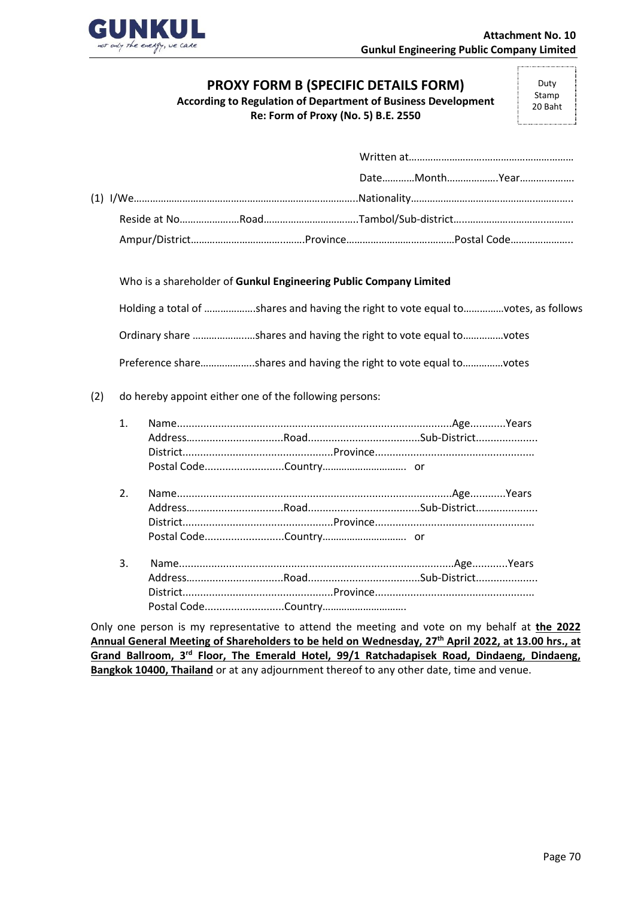Attachment No. 10
**Gunkul Engineering Public Company Limited**

# PROXY FORM B (SPECIFIC DETAILS FORM)

**According to Regulation of Department of Business Development**
**Re: Form of Proxy (No. 5) B.E. 2550**

Duty Stamp 20 Baht

Written at……………………………………………………

Date…………Month……………….Year………………..

(1) I/We………………………………………………………………………..Nationality…………………………………………………..

Reside at No…………………Road……………………………..Tambol/Sub-district………………………………………

Ampur/District…………………………………Province…………………………………Postal Code…………………..

Who is a shareholder of **Gunkul Engineering Public Company Limited**

Holding a total of ……………….shares and having the right to vote equal to……………votes, as follows

Ordinary share …………………..shares and having the right to vote equal to……………votes

Preference share………………..shares and having the right to vote equal to……………votes

(2) do hereby appoint either one of the following persons:

1. Name...........................................................................................Age...........Years
   Address................................Road......................................Sub-District.....................
   District...................................................Province......................................................
   Postal Code...........................Country………………………… or

2. Name...........................................................................................Age...........Years
   Address................................Road......................................Sub-District.....................
   District...................................................Province......................................................
   Postal Code...........................Country………………………… or

3. Name...........................................................................................Age...........Years
   Address................................Road......................................Sub-District.....................
   District...................................................Province......................................................
   Postal Code...........................Country…………………………

Only one person is my representative to attend the meeting and vote on my behalf at **the 2022 Annual General Meeting of Shareholders to be held on Wednesday, 27th April 2022, at 13.00 hrs., at Grand Ballroom, 3rd Floor, The Emerald Hotel, 99/1 Ratchadapisek Road, Dindaeng, Dindaeng, Bangkok 10400, Thailand** or at any adjournment thereof to any other date, time and venue.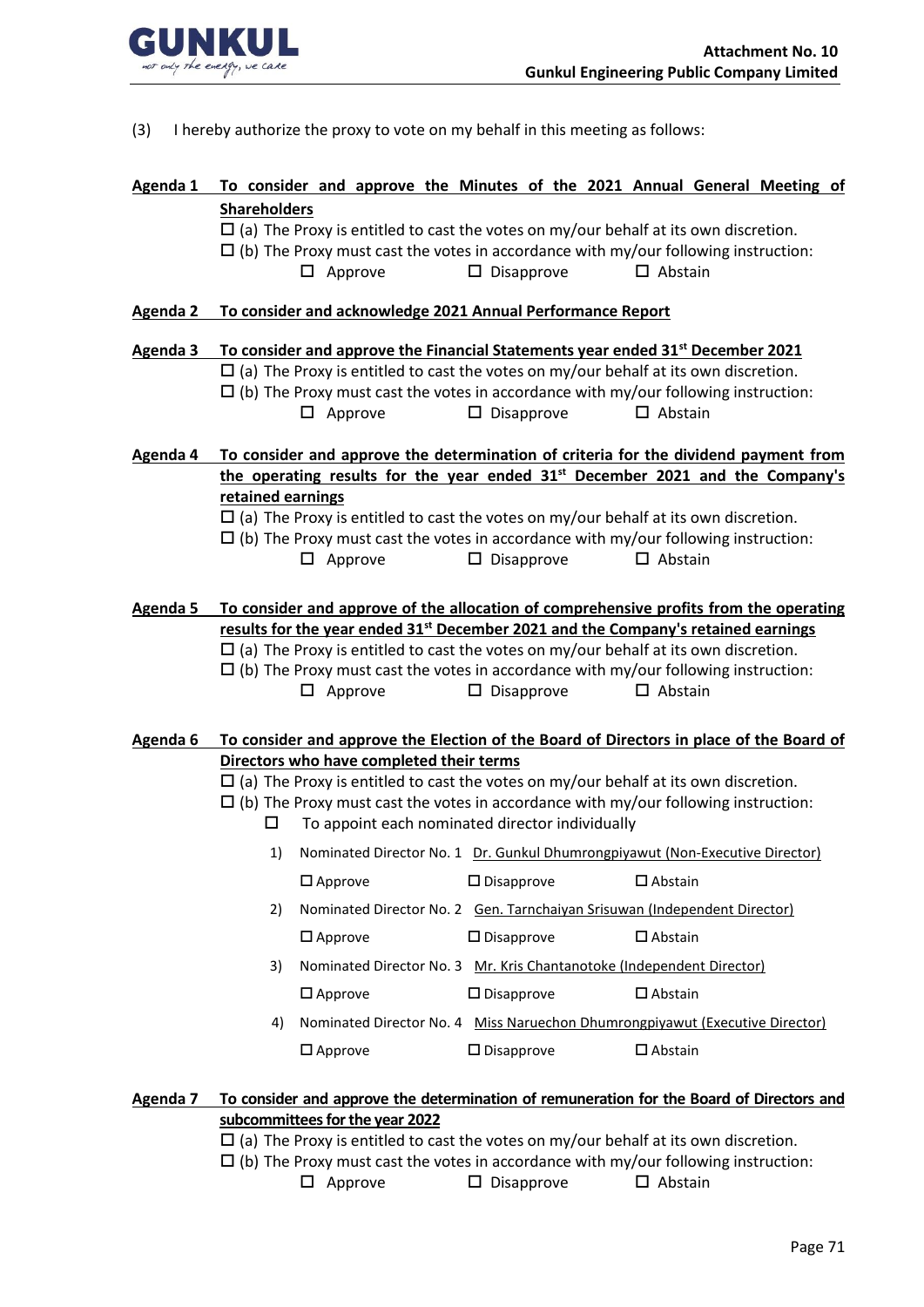(3) I hereby authorize the proxy to vote on my behalf in this meeting as follows:

**Agenda 1 To consider and approve the Minutes of the 2021 Annual General Meeting of Shareholders**

☐ (a) The Proxy is entitled to cast the votes on my/our behalf at its own discretion.

☐ (b) The Proxy must cast the votes in accordance with my/our following instruction:

☐ Approve ☐ Disapprove ☐ Abstain

**Agenda 2 To consider and acknowledge 2021 Annual Performance Report**

**Agenda 3 To consider and approve the Financial Statements year ended 31st December 2021**

☐ (a) The Proxy is entitled to cast the votes on my/our behalf at its own discretion.

☐ (b) The Proxy must cast the votes in accordance with my/our following instruction:

☐ Approve ☐ Disapprove ☐ Abstain

**Agenda 4 To consider and approve the determination of criteria for the dividend payment from the operating results for the year ended 31st December 2021 and the Company's retained earnings**

☐ (a) The Proxy is entitled to cast the votes on my/our behalf at its own discretion.

☐ (b) The Proxy must cast the votes in accordance with my/our following instruction:

☐ Approve ☐ Disapprove ☐ Abstain

**Agenda 5 To consider and approve of the allocation of comprehensive profits from the operating results for the year ended 31st December 2021 and the Company's retained earnings**

☐ (a) The Proxy is entitled to cast the votes on my/our behalf at its own discretion.

☐ (b) The Proxy must cast the votes in accordance with my/our following instruction:

☐ Approve ☐ Disapprove ☐ Abstain

**Agenda 6 To consider and approve the Election of the Board of Directors in place of the Board of Directors who have completed their terms**

☐ (a) The Proxy is entitled to cast the votes on my/our behalf at its own discretion.

☐ (b) The Proxy must cast the votes in accordance with my/our following instruction:

☐ To appoint each nominated director individually

1) Nominated Director No. 1 Dr. Gunkul Dhumrongpiyawut (Non-Executive Director)

☐ Approve ☐ Disapprove ☐ Abstain

2) Nominated Director No. 2 Gen. Tarnchaiyan Srisuwan (Independent Director)

☐ Approve ☐ Disapprove ☐ Abstain

3) Nominated Director No. 3 Mr. Kris Chantanotoke (Independent Director)

☐ Approve ☐ Disapprove ☐ Abstain

4) Nominated Director No. 4 Miss Naruechon Dhumrongpiyawut (Executive Director)

☐ Approve ☐ Disapprove ☐ Abstain

**Agenda 7 To consider and approve the determination of remuneration for the Board of Directors and subcommittees for the year 2022**

☐ (a) The Proxy is entitled to cast the votes on my/our behalf at its own discretion.

☐ (b) The Proxy must cast the votes in accordance with my/our following instruction:

☐ Approve ☐ Disapprove ☐ Abstain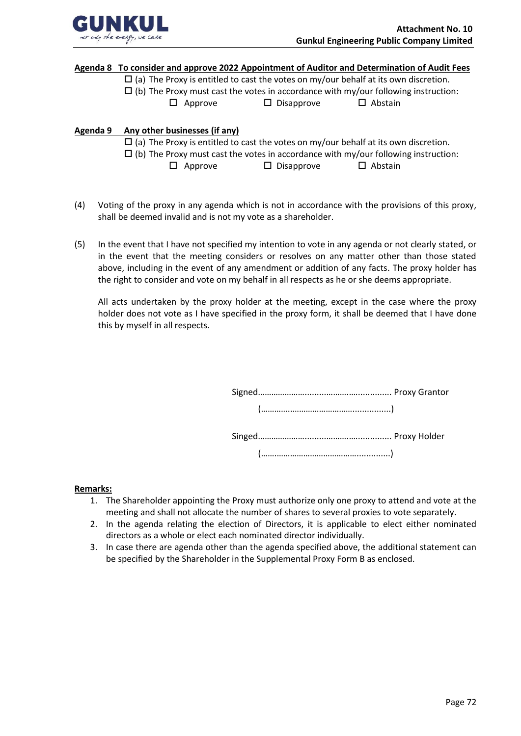**Agenda 8 To consider and approve 2022 Appointment of Auditor and Determination of Audit Fees**

☐ (a) The Proxy is entitled to cast the votes on my/our behalf at its own discretion.

☐ (b) The Proxy must cast the votes in accordance with my/our following instruction:

☐ Approve ☐ Disapprove ☐ Abstain

**Agenda 9 Any other businesses (if any)**

☐ (a) The Proxy is entitled to cast the votes on my/our behalf at its own discretion.

☐ (b) The Proxy must cast the votes in accordance with my/our following instruction:

☐ Approve ☐ Disapprove ☐ Abstain

(4) Voting of the proxy in any agenda which is not in accordance with the provisions of this proxy, shall be deemed invalid and is not my vote as a shareholder.

(5) In the event that I have not specified my intention to vote in any agenda or not clearly stated, or in the event that the meeting considers or resolves on any matter other than those stated above, including in the event of any amendment or addition of any facts. The proxy holder has the right to consider and vote on my behalf in all respects as he or she deems appropriate.

All acts undertaken by the proxy holder at the meeting, except in the case where the proxy holder does not vote as I have specified in the proxy form, it shall be deemed that I have done this by myself in all respects.

Signed…………………...................................... Proxy Grantor

(…………………………………….............)

Singed…………………...................................... Proxy Holder

(…………………………………….............)

**Remarks:**

1. The Shareholder appointing the Proxy must authorize only one proxy to attend and vote at the meeting and shall not allocate the number of shares to several proxies to vote separately.
2. In the agenda relating the election of Directors, it is applicable to elect either nominated directors as a whole or elect each nominated director individually.
3. In case there are agenda other than the agenda specified above, the additional statement can be specified by the Shareholder in the Supplemental Proxy Form B as enclosed.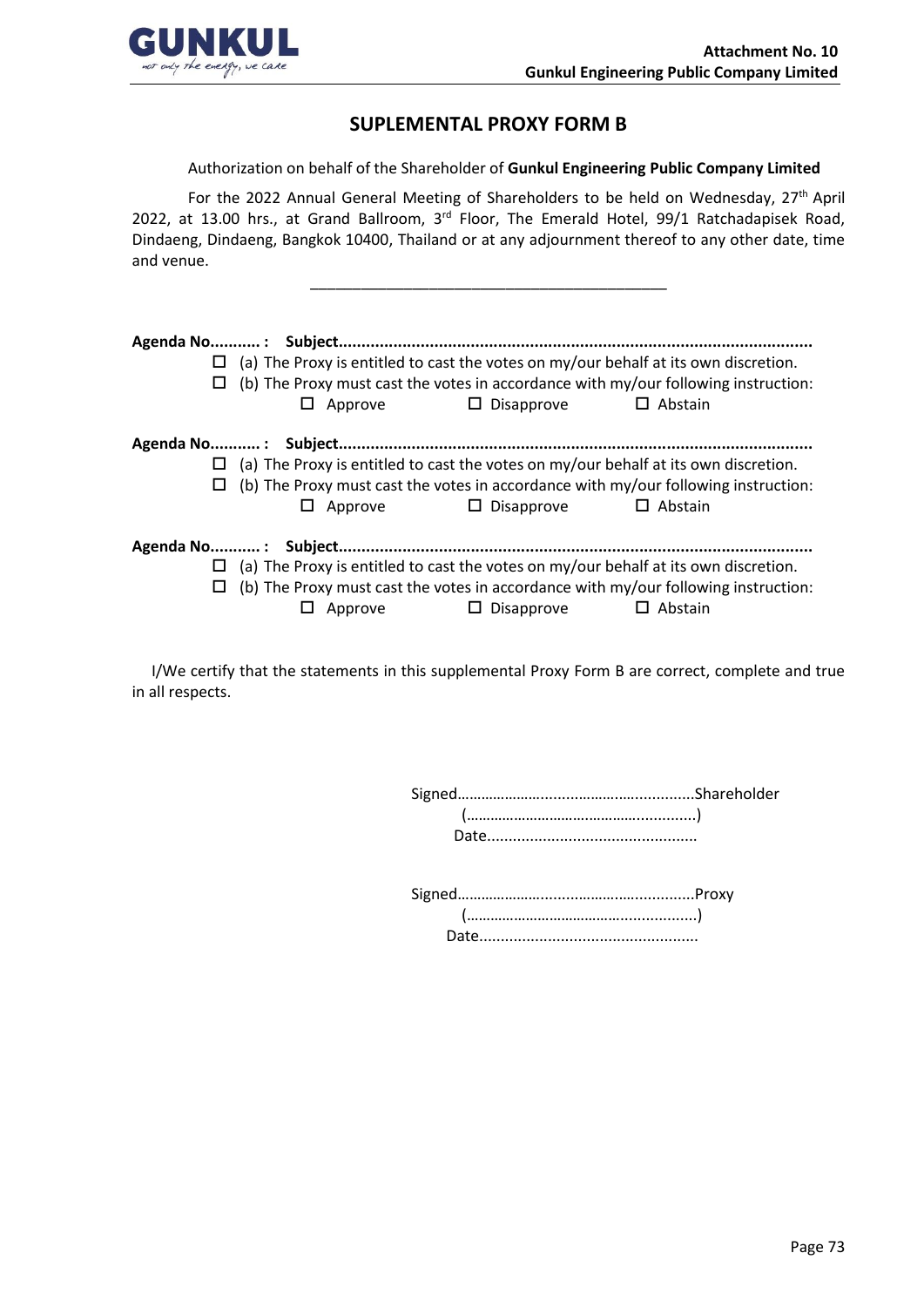**Attachment No. 10**
**Gunkul Engineering Public Company Limited**

# SUPLEMENTAL PROXY FORM B

Authorization on behalf of the Shareholder of **Gunkul Engineering Public Company Limited**

For the 2022 Annual General Meeting of Shareholders to be held on Wednesday, 27th April 2022, at 13.00 hrs., at Grand Ballroom, 3rd Floor, The Emerald Hotel, 99/1 Ratchadapisek Road, Dindaeng, Dindaeng, Bangkok 10400, Thailand or at any adjournment thereof to any other date, time and venue.

---

**Agenda No........... : Subject.......................................................................................................**

- ☐ (a) The Proxy is entitled to cast the votes on my/our behalf at its own discretion.
- ☐ (b) The Proxy must cast the votes in accordance with my/our following instruction:
  - ☐ Approve ☐ Disapprove ☐ Abstain

**Agenda No........... : Subject.......................................................................................................**

- ☐ (a) The Proxy is entitled to cast the votes on my/our behalf at its own discretion.
- ☐ (b) The Proxy must cast the votes in accordance with my/our following instruction:
  - ☐ Approve ☐ Disapprove ☐ Abstain

**Agenda No........... : Subject.......................................................................................................**

- ☐ (a) The Proxy is entitled to cast the votes on my/our behalf at its own discretion.
- ☐ (b) The Proxy must cast the votes in accordance with my/our following instruction:
  - ☐ Approve ☐ Disapprove ☐ Abstain

I/We certify that the statements in this supplemental Proxy Form B are correct, complete and true in all respects.

Signed…………………..................…..............Shareholder
(………………………………………..............)
Date.................................................

Signed…………………..................…..............Proxy
(………………………………………..............)
Date...................................................